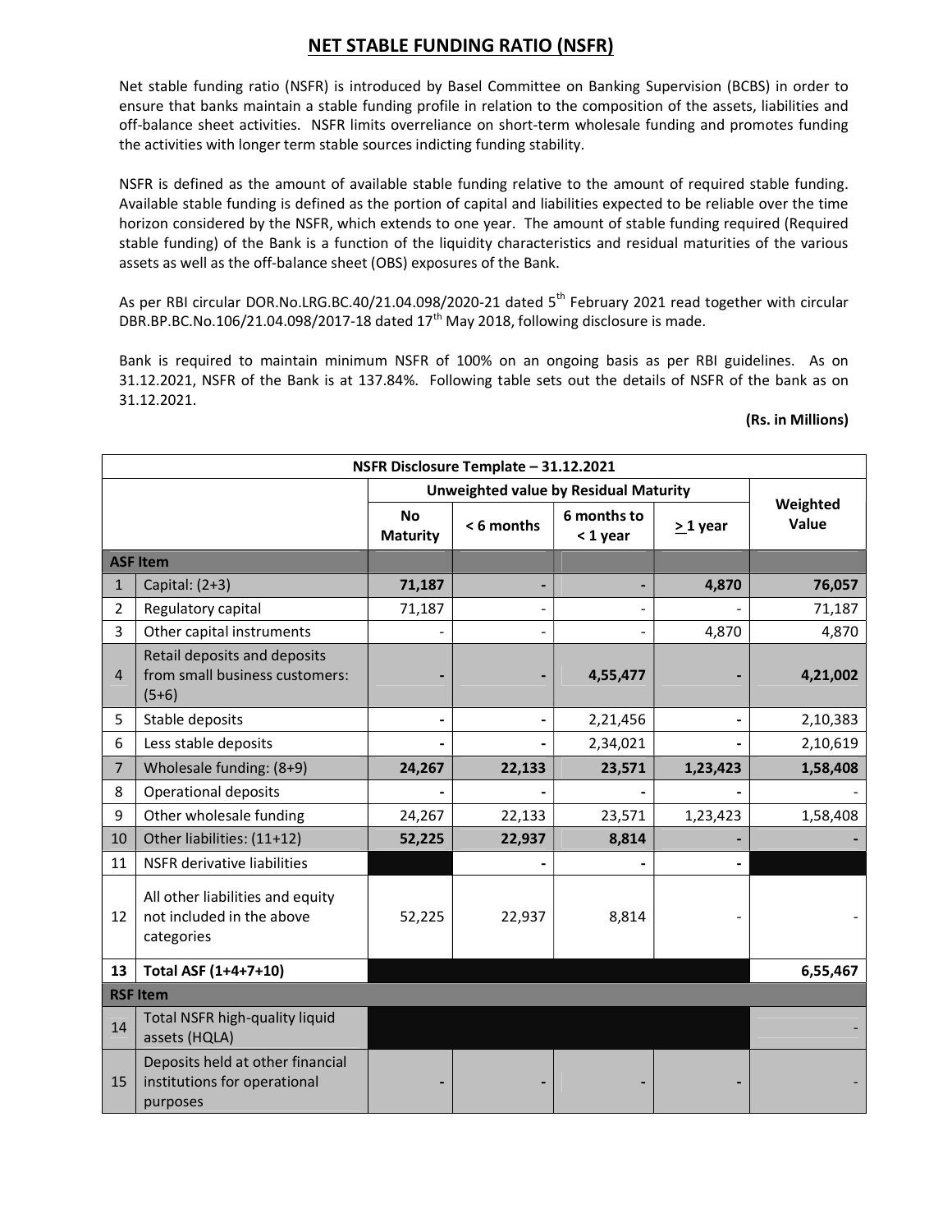# NET STABLE FUNDING RATIO (NSFR)

Net stable funding ratio (NSFR) is introduced by Basel Committee on Banking Supervision (BCBS) in order to ensure that banks maintain a stable funding profile in relation to the composition of the assets, liabilities and off-balance sheet activities. NSFR limits overreliance on short-term wholesale funding and promotes funding the activities with longer term stable sources indicting funding stability.

NSFR is defined as the amount of available stable funding relative to the amount of required stable funding. Available stable funding is defined as the portion of capital and liabilities expected to be reliable over the time horizon considered by the NSFR, which extends to one year. The amount of stable funding required (Required stable funding) of the Bank is a function of the liquidity characteristics and residual maturities of the various assets as well as the off-balance sheet (OBS) exposures of the Bank.

As per RBI circular DOR.No.LRG.BC.40/21.04.098/2020-21 dated 5th February 2021 read together with circular DBR.BP.BC.No.106/21.04.098/2017-18 dated 17th May 2018, following disclosure is made.

Bank is required to maintain minimum NSFR of 100% on an ongoing basis as per RBI guidelines. As on 31.12.2021, NSFR of the Bank is at 137.84%. Following table sets out the details of NSFR of the bank as on 31.12.2021.

**(Rs. in Millions)**

| NSFR Disclosure Template – 31.12.2021 | | | | | | |
|---|---|---|---|---|---|---|
| | | Unweighted value by Residual Maturity | | | | Weighted Value |
| | | No Maturity | < 6 months | 6 months to < 1 year | ≥ 1 year | |
| **ASF Item** | | | | | | |
| 1 | Capital: (2+3) | **71,187** | **-** | **-** | **4,870** | **76,057** |
| 2 | Regulatory capital | 71,187 | - | - | - | 71,187 |
| 3 | Other capital instruments | - | - | - | 4,870 | 4,870 |
| 4 | Retail deposits and deposits from small business customers: (5+6) | **-** | **-** | **4,55,477** | **-** | **4,21,002** |
| 5 | Stable deposits | - | - | 2,21,456 | - | 2,10,383 |
| 6 | Less stable deposits | - | - | 2,34,021 | - | 2,10,619 |
| 7 | Wholesale funding: (8+9) | **24,267** | **22,133** | **23,571** | **1,23,423** | **1,58,408** |
| 8 | Operational deposits | - | - | - | - | - |
| 9 | Other wholesale funding | 24,267 | 22,133 | 23,571 | 1,23,423 | 1,58,408 |
| 10 | Other liabilities: (11+12) | **52,225** | **22,937** | **8,814** | **-** | **-** |
| 11 | NSFR derivative liabilities | | - | - | - | |
| 12 | All other liabilities and equity not included in the above categories | 52,225 | 22,937 | 8,814 | - | - |
| 13 | **Total ASF (1+4+7+10)** | | | | | **6,55,467** |
| **RSF Item** | | | | | | |
| 14 | Total NSFR high-quality liquid assets (HQLA) | | | | | - |
| 15 | Deposits held at other financial institutions for operational purposes | - | - | - | - | - |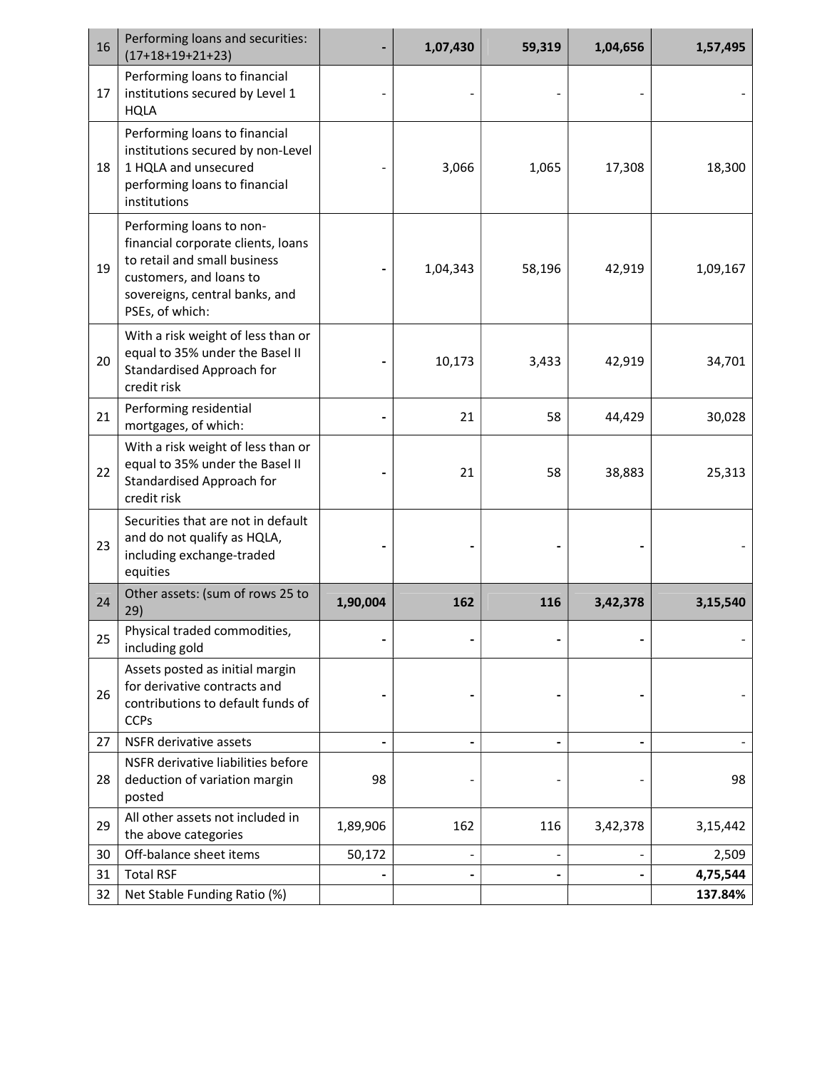| | | | | | | |
|---|---|---|---|---|---|---|
| 16 | Performing loans and securities: (17+18+19+21+23) | - | 1,07,430 | 59,319 | 1,04,656 | 1,57,495 |
| 17 | Performing loans to financial institutions secured by Level 1 HQLA | - | - | - | - | - |
| 18 | Performing loans to financial institutions secured by non-Level 1 HQLA and unsecured performing loans to financial institutions | - | 3,066 | 1,065 | 17,308 | 18,300 |
| 19 | Performing loans to non-financial corporate clients, loans to retail and small business customers, and loans to sovereigns, central banks, and PSEs, of which: | - | 1,04,343 | 58,196 | 42,919 | 1,09,167 |
| 20 | With a risk weight of less than or equal to 35% under the Basel II Standardised Approach for credit risk | - | 10,173 | 3,433 | 42,919 | 34,701 |
| 21 | Performing residential mortgages, of which: | - | 21 | 58 | 44,429 | 30,028 |
| 22 | With a risk weight of less than or equal to 35% under the Basel II Standardised Approach for credit risk | - | 21 | 58 | 38,883 | 25,313 |
| 23 | Securities that are not in default and do not qualify as HQLA, including exchange-traded equities | - | - | - | - | - |
| 24 | Other assets: (sum of rows 25 to 29) | 1,90,004 | 162 | 116 | 3,42,378 | 3,15,540 |
| 25 | Physical traded commodities, including gold | - | - | - | - | - |
| 26 | Assets posted as initial margin for derivative contracts and contributions to default funds of CCPs | - | - | - | - | - |
| 27 | NSFR derivative assets | - | - | - | - | - |
| 28 | NSFR derivative liabilities before deduction of variation margin posted | 98 | - | - | - | 98 |
| 29 | All other assets not included in the above categories | 1,89,906 | 162 | 116 | 3,42,378 | 3,15,442 |
| 30 | Off-balance sheet items | 50,172 | - | - | - | 2,509 |
| 31 | Total RSF | - | - | - | - | **4,75,544** |
| 32 | Net Stable Funding Ratio (%) | | | | | **137.84%** |